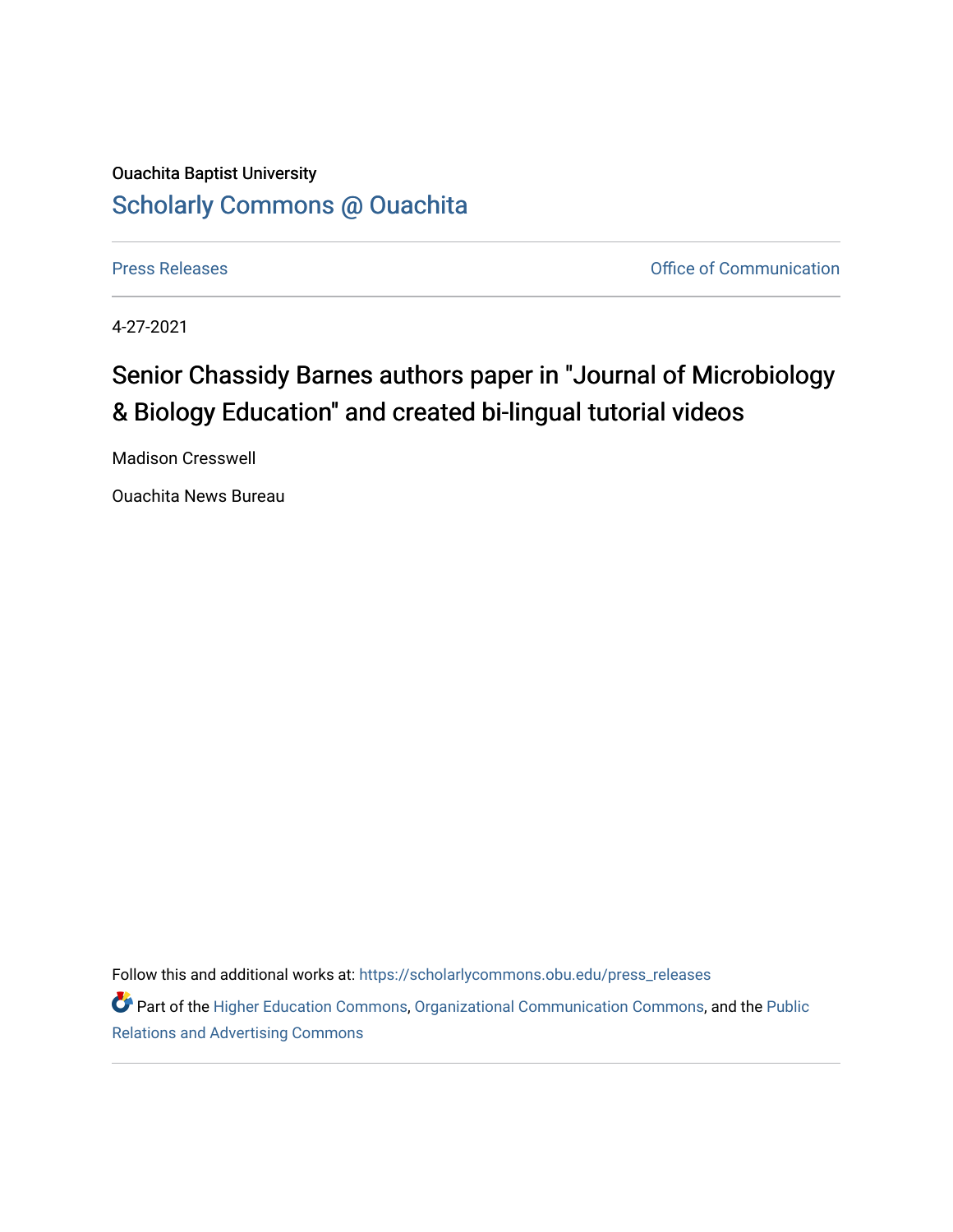Ouachita Baptist University

## Scholarly Commons @ Ouachita

Press Releases | Office of Communication

4-27-2021

# Senior Chassidy Barnes authors paper in "Journal of Microbiology & Biology Education" and created bi-lingual tutorial videos

Madison Cresswell

Ouachita News Bureau

Follow this and additional works at: https://scholarlycommons.obu.edu/press_releases

Part of the Higher Education Commons, Organizational Communication Commons, and the Public Relations and Advertising Commons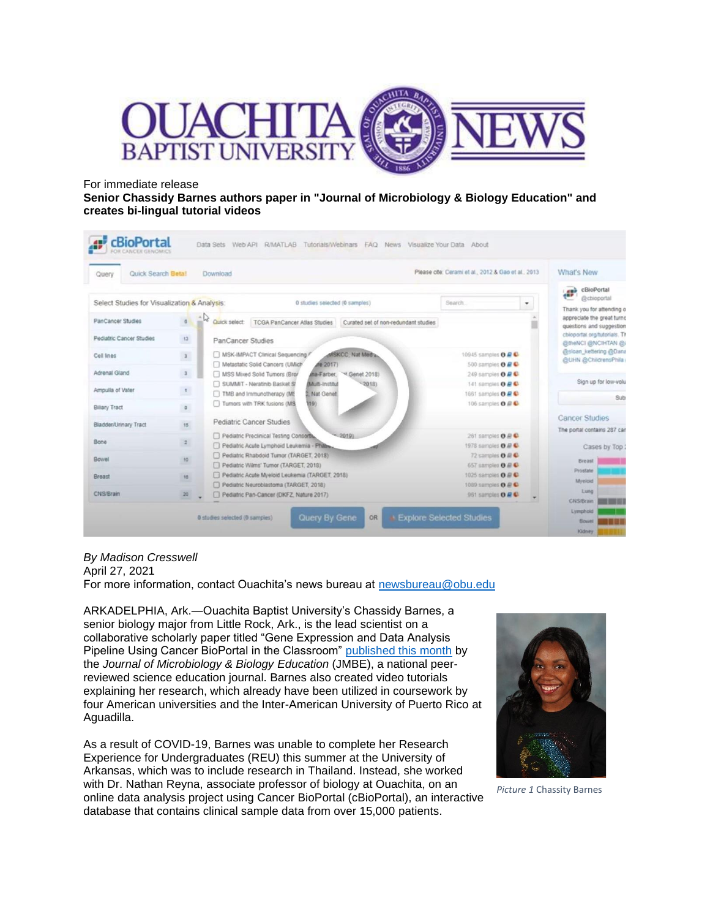For immediate release

**Senior Chassidy Barnes authors paper in "Journal of Microbiology & Biology Education" and creates bi-lingual tutorial videos**

*By Madison Cresswell*
April 27, 2021
For more information, contact Ouachita's news bureau at newsbureau@obu.edu

ARKADELPHIA, Ark.—Ouachita Baptist University's Chassidy Barnes, a senior biology major from Little Rock, Ark., is the lead scientist on a collaborative scholarly paper titled "Gene Expression and Data Analysis Pipeline Using Cancer BioPortal in the Classroom" published this month by the *Journal of Microbiology & Biology Education* (JMBE), a national peer-reviewed science education journal. Barnes also created video tutorials explaining her research, which already have been utilized in coursework by four American universities and the Inter-American University of Puerto Rico at Aguadilla.

*Picture 1* Chassity Barnes

As a result of COVID-19, Barnes was unable to complete her Research Experience for Undergraduates (REU) this summer at the University of Arkansas, which was to include research in Thailand. Instead, she worked with Dr. Nathan Reyna, associate professor of biology at Ouachita, on an online data analysis project using Cancer BioPortal (cBioPortal), an interactive database that contains clinical sample data from over 15,000 patients.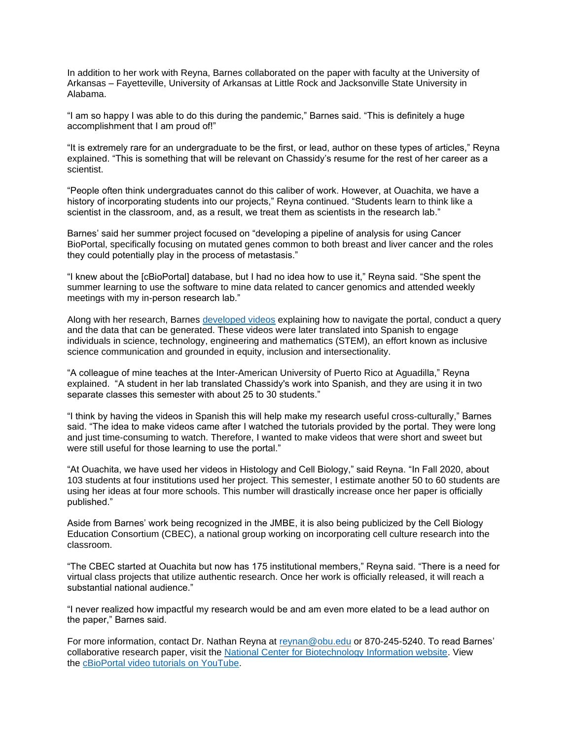In addition to her work with Reyna, Barnes collaborated on the paper with faculty at the University of Arkansas – Fayetteville, University of Arkansas at Little Rock and Jacksonville State University in Alabama.

"I am so happy I was able to do this during the pandemic," Barnes said. "This is definitely a huge accomplishment that I am proud of!"

"It is extremely rare for an undergraduate to be the first, or lead, author on these types of articles," Reyna explained. "This is something that will be relevant on Chassidy's resume for the rest of her career as a scientist.

"People often think undergraduates cannot do this caliber of work. However, at Ouachita, we have a history of incorporating students into our projects," Reyna continued. "Students learn to think like a scientist in the classroom, and, as a result, we treat them as scientists in the research lab."

Barnes' said her summer project focused on "developing a pipeline of analysis for using Cancer BioPortal, specifically focusing on mutated genes common to both breast and liver cancer and the roles they could potentially play in the process of metastasis."

"I knew about the [cBioPortal] database, but I had no idea how to use it," Reyna said. "She spent the summer learning to use the software to mine data related to cancer genomics and attended weekly meetings with my in-person research lab."

Along with her research, Barnes developed videos explaining how to navigate the portal, conduct a query and the data that can be generated. These videos were later translated into Spanish to engage individuals in science, technology, engineering and mathematics (STEM), an effort known as inclusive science communication and grounded in equity, inclusion and intersectionality.

"A colleague of mine teaches at the Inter-American University of Puerto Rico at Aguadilla," Reyna explained. "A student in her lab translated Chassidy's work into Spanish, and they are using it in two separate classes this semester with about 25 to 30 students."

"I think by having the videos in Spanish this will help make my research useful cross-culturally," Barnes said. "The idea to make videos came after I watched the tutorials provided by the portal. They were long and just time-consuming to watch. Therefore, I wanted to make videos that were short and sweet but were still useful for those learning to use the portal."

"At Ouachita, we have used her videos in Histology and Cell Biology," said Reyna. "In Fall 2020, about 103 students at four institutions used her project. This semester, I estimate another 50 to 60 students are using her ideas at four more schools. This number will drastically increase once her paper is officially published."

Aside from Barnes' work being recognized in the JMBE, it is also being publicized by the Cell Biology Education Consortium (CBEC), a national group working on incorporating cell culture research into the classroom.

"The CBEC started at Ouachita but now has 175 institutional members," Reyna said. "There is a need for virtual class projects that utilize authentic research. Once her work is officially released, it will reach a substantial national audience."

"I never realized how impactful my research would be and am even more elated to be a lead author on the paper," Barnes said.

For more information, contact Dr. Nathan Reyna at reynan@obu.edu or 870-245-5240. To read Barnes' collaborative research paper, visit the National Center for Biotechnology Information website. View the cBioPortal video tutorials on YouTube.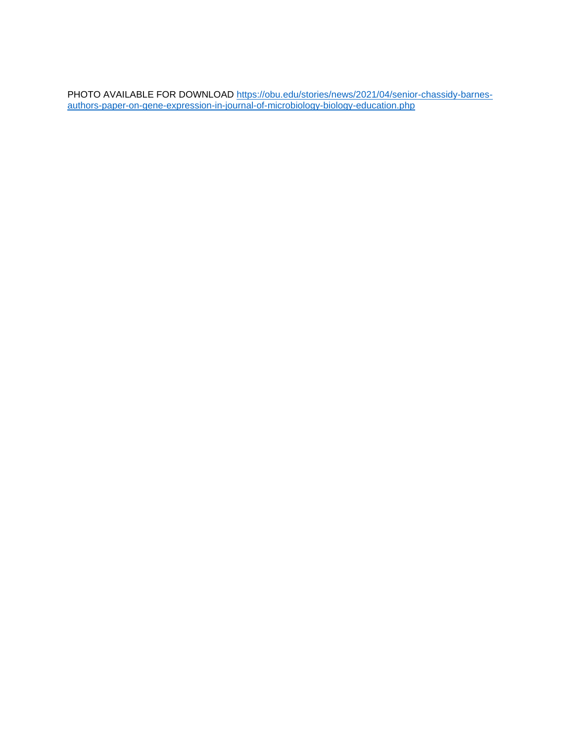PHOTO AVAILABLE FOR DOWNLOAD [https://obu.edu/stories/news/2021/04/senior-chassidy-barnes-authors-paper-on-gene-expression-in-journal-of-microbiology-biology-education.php](https://obu.edu/stories/news/2021/04/senior-chassidy-barnes-authors-paper-on-gene-expression-in-journal-of-microbiology-biology-education.php)